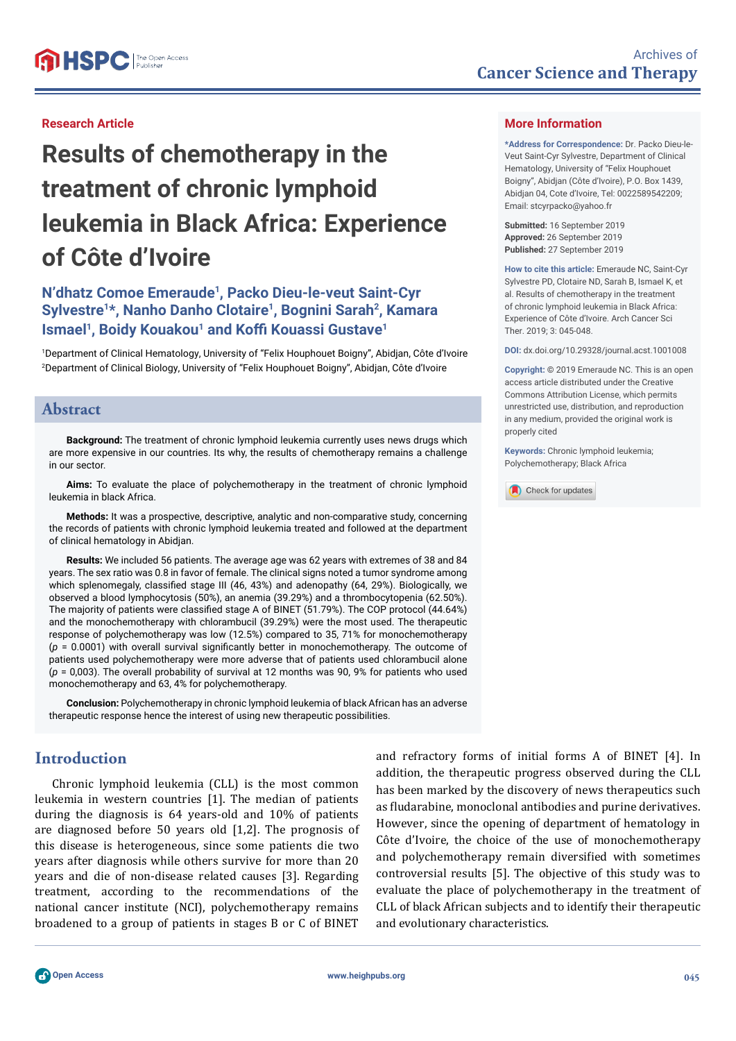Research Article

# Results of chemotherapy in the treatment of chronic lymphoid leukemia in Black Africa: Experience of Côte d'Ivoire

**N'dhatz Comoe Emeraude[1], Packo Dieu-le-veut Saint-Cyr Sylvestre[1]*, Nanho Danho Clotaire[1], Bognini Sarah[2], Kamara Ismael[1], Boidy Kouakou[1] and Koffi Kouassi Gustave[1]**

[1]Department of Clinical Hematology, University of "Felix Houphouet Boigny", Abidjan, Côte d'Ivoire
[2]Department of Clinical Biology, University of "Felix Houphouet Boigny", Abidjan, Côte d'Ivoire

## More Information

***Address for Correspondence:** Dr. Packo Dieu-le-Veut Saint-Cyr Sylvestre, Department of Clinical Hematology, University of "Felix Houphouet Boigny", Abidjan (Côte d'Ivoire), P.O. Box 1439, Abidjan 04, Cote d'Ivoire, Tel: 0022589542209; Email: stcyrpacko@yahoo.fr

**Submitted:** 16 September 2019
**Approved:** 26 September 2019
**Published:** 27 September 2019

**How to cite this article:** Emeraude NC, Saint-Cyr Sylvestre PD, Clotaire ND, Sarah B, Ismael K, et al. Results of chemotherapy in the treatment of chronic lymphoid leukemia in Black Africa: Experience of Côte d'Ivoire. Arch Cancer Sci Ther. 2019; 3: 045-048.

**DOI:** dx.doi.org/10.29328/journal.acst.1001008

**Copyright:** © 2019 Emeraude NC. This is an open access article distributed under the Creative Commons Attribution License, which permits unrestricted use, distribution, and reproduction in any medium, provided the original work is properly cited

**Keywords:** Chronic lymphoid leukemia; Polychemotherapy; Black Africa

## Abstract

**Background:** The treatment of chronic lymphoid leukemia currently uses news drugs which are more expensive in our countries. Its why, the results of chemotherapy remains a challenge in our sector.

**Aims:** To evaluate the place of polychemotherapy in the treatment of chronic lymphoid leukemia in black Africa.

**Methods:** It was a prospective, descriptive, analytic and non-comparative study, concerning the records of patients with chronic lymphoid leukemia treated and followed at the department of clinical hematology in Abidjan.

**Results:** We included 56 patients. The average age was 62 years with extremes of 38 and 84 years. The sex ratio was 0.8 in favor of female. The clinical signs noted a tumor syndrome among which splenomegaly, classified stage III (46, 43%) and adenopathy (64, 29%). Biologically, we observed a blood lymphocytosis (50%), an anemia (39.29%) and a thrombocytopenia (62.50%). The majority of patients were classified stage A of BINET (51.79%). The COP protocol (44.64%) and the monochemotherapy with chlorambucil (39.29%) were the most used. The therapeutic response of polychemotherapy was low (12.5%) compared to 35, 71% for monochemotherapy ($p$ = 0.0001) with overall survival significantly better in monochemotherapy. The outcome of patients used polychemotherapy were more adverse that of patients used chlorambucil alone ($p$ = 0,003). The overall probability of survival at 12 months was 90, 9% for patients who used monochemotherapy and 63, 4% for polychemotherapy.

**Conclusion:** Polychemotherapy in chronic lymphoid leukemia of black African has an adverse therapeutic response hence the interest of using new therapeutic possibilities.

## Introduction

Chronic lymphoid leukemia (CLL) is the most common leukemia in western countries [1]. The median of patients during the diagnosis is 64 years-old and 10% of patients are diagnosed before 50 years old [1,2]. The prognosis of this disease is heterogeneous, since some patients die two years after diagnosis while others survive for more than 20 years and die of non-disease related causes [3]. Regarding treatment, according to the recommendations of the national cancer institute (NCI), polychemotherapy remains broadened to a group of patients in stages B or C of BINET and refractory forms of initial forms A of BINET [4]. In addition, the therapeutic progress observed during the CLL has been marked by the discovery of news therapeutics such as fludarabine, monoclonal antibodies and purine derivatives. However, since the opening of department of hematology in Côte d'Ivoire, the choice of the use of monochemotherapy and polychemotherapy remain diversified with sometimes controversial results [5]. The objective of this study was to evaluate the place of polychemotherapy in the treatment of CLL of black African subjects and to identify their therapeutic and evolutionary characteristics.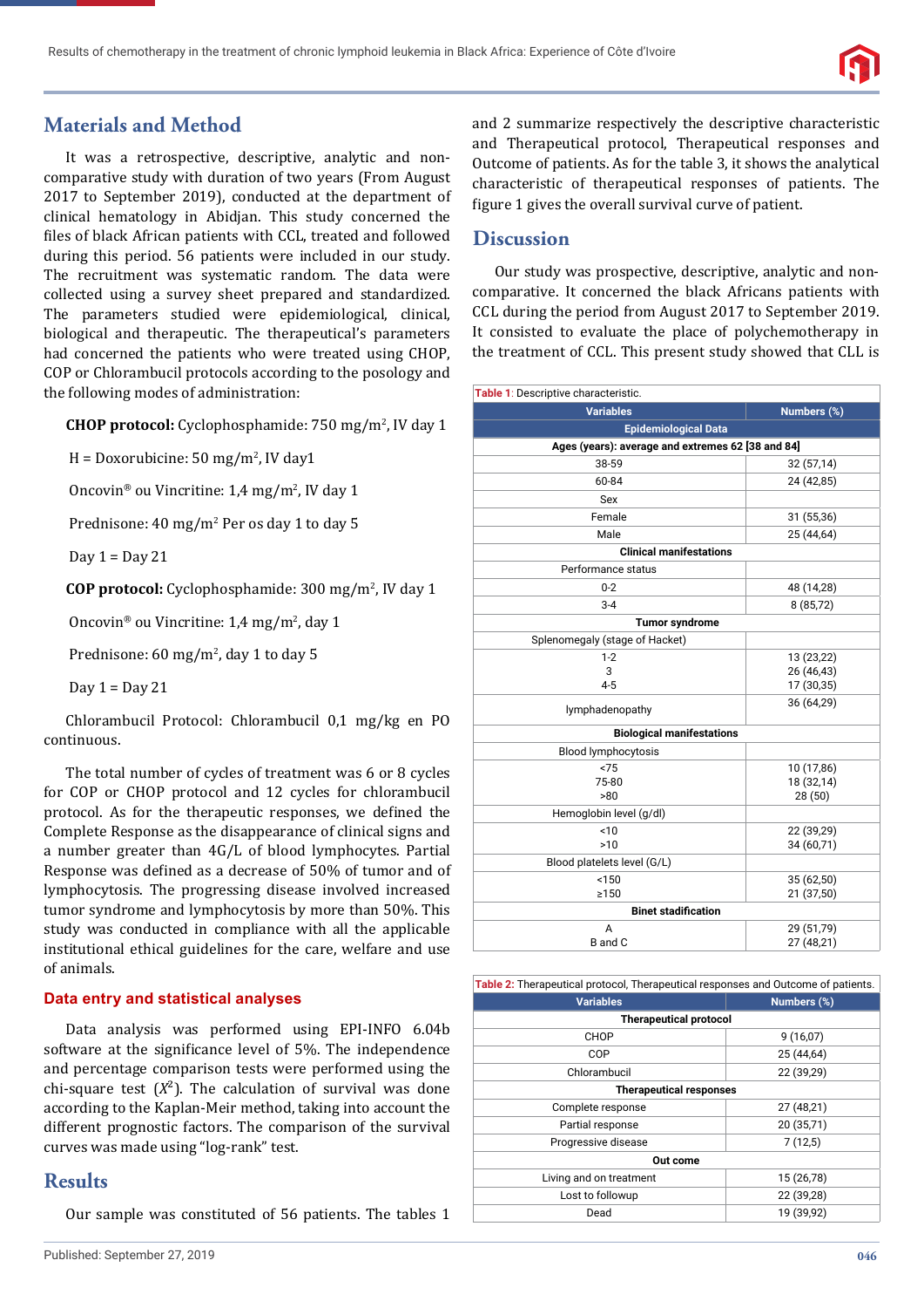## Materials and Method

It was a retrospective, descriptive, analytic and non-comparative study with duration of two years (From August 2017 to September 2019), conducted at the department of clinical hematology in Abidjan. This study concerned the files of black African patients with CCL, treated and followed during this period. 56 patients were included in our study. The recruitment was systematic random. The data were collected using a survey sheet prepared and standardized. The parameters studied were epidemiological, clinical, biological and therapeutic. The therapeutical's parameters had concerned the patients who were treated using CHOP, COP or Chlorambucil protocols according to the posology and the following modes of administration:

**CHOP protocol:** Cyclophosphamide: 750 mg/m$^2$, IV day 1

H = Doxorubicine: 50 mg/m$^2$, IV day1

Oncovin® ou Vincritine: 1,4 mg/m$^2$, IV day 1

Prednisone: 40 mg/m$^2$ Per os day 1 to day 5

Day 1 = Day 21

**COP protocol:** Cyclophosphamide: 300 mg/m$^2$, IV day 1

Oncovin® ou Vincritine: 1,4 mg/m$^2$, day 1

Prednisone: 60 mg/m$^2$, day 1 to day 5

Day 1 = Day 21

Chlorambucil Protocol: Chlorambucil 0,1 mg/kg en PO continuous.

The total number of cycles of treatment was 6 or 8 cycles for COP or CHOP protocol and 12 cycles for chlorambucil protocol. As for the therapeutic responses, we defined the Complete Response as the disappearance of clinical signs and a number greater than 4G/L of blood lymphocytes. Partial Response was defined as a decrease of 50% of tumor and of lymphocytosis. The progressing disease involved increased tumor syndrome and lymphocytosis by more than 50%. This study was conducted in compliance with all the applicable institutional ethical guidelines for the care, welfare and use of animals.

### Data entry and statistical analyses

Data analysis was performed using EPI-INFO 6.04b software at the significance level of 5%. The independence and percentage comparison tests were performed using the chi-square test ($X^2$). The calculation of survival was done according to the Kaplan-Meir method, taking into account the different prognostic factors. The comparison of the survival curves was made using "log-rank" test.

## Results

Our sample was constituted of 56 patients. The tables 1 and 2 summarize respectively the descriptive characteristic and Therapeutical protocol, Therapeutical responses and Outcome of patients. As for the table 3, it shows the analytical characteristic of therapeutical responses of patients. The figure 1 gives the overall survival curve of patient.

**Table 1:** Descriptive characteristic.

| Variables | Numbers (%) |
|---|---|
| **Epidemiological Data** | |
| **Ages (years): average and extremes 62 [38 and 84]** | |
| 38-59 | 32 (57,14) |
| 60-84 | 24 (42,85) |
| Sex | |
| Female | 31 (55,36) |
| Male | 25 (44,64) |
| **Clinical manifestations** | |
| Performance status | |
| 0-2 | 48 (14,28) |
| 3-4 | 8 (85,72) |
| **Tumor syndrome** | |
| Splenomegaly (stage of Hacket) | |
| 1-2 | 13 (23,22) |
| 3 | 26 (46,43) |
| 4-5 | 17 (30,35) |
| lymphadenopathy | 36 (64,29) |
| **Biological manifestations** | |
| Blood lymphocytosis | |
| <75 | 10 (17,86) |
| 75-80 | 18 (32,14) |
| >80 | 28 (50) |
| Hemoglobin level (g/dl) | |
| <10 | 22 (39,29) |
| >10 | 34 (60,71) |
| Blood platelets level (G/L) | |
| <150 | 35 (62,50) |
| ≥150 | 21 (37,50) |
| **Binet stadification** | |
| A | 29 (51,79) |
| B and C | 27 (48,21) |

**Table 2:** Therapeutical protocol, Therapeutical responses and Outcome of patients.

| Variables | Numbers (%) |
|---|---|
| **Therapeutical protocol** | |
| CHOP | 9 (16,07) |
| COP | 25 (44,64) |
| Chlorambucil | 22 (39,29) |
| **Therapeutical responses** | |
| Complete response | 27 (48,21) |
| Partial response | 20 (35,71) |
| Progressive disease | 7 (12,5) |
| **Out come** | |
| Living and on treatment | 15 (26,78) |
| Lost to followup | 22 (39,28) |
| Dead | 19 (39,92) |

## Discussion

Our study was prospective, descriptive, analytic and non-comparative. It concerned the black Africans patients with CCL during the period from August 2017 to September 2019. It consisted to evaluate the place of polychemotherapy in the treatment of CCL. This present study showed that CLL is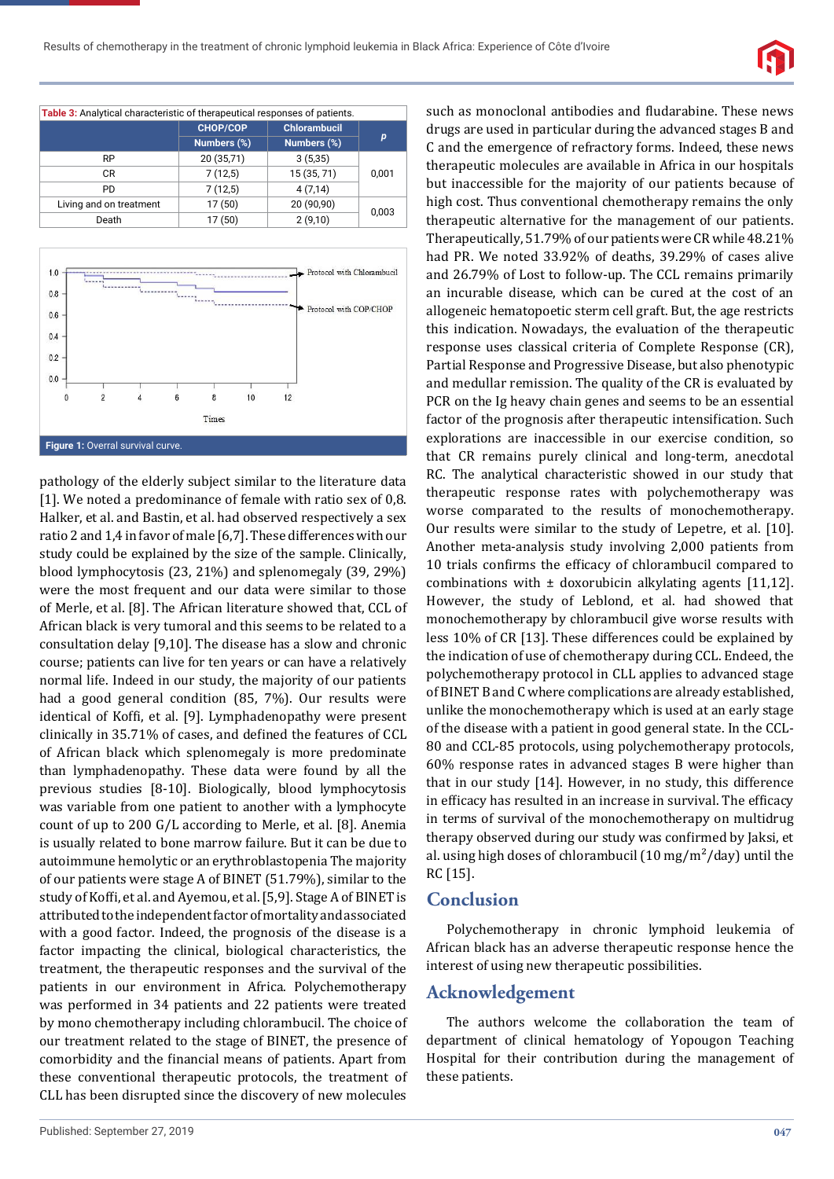**Table 3:** Analytical characteristic of therapeutical responses of patients.

| | CHOP/COP | Chlorambucil | p |
|---|---|---|---|
| | Numbers (%) | Numbers (%) | |
| RP | 20 (35,71) | 3 (5,35) | 0,001 |
| CR | 7 (12,5) | 15 (35, 71) | |
| PD | 7 (12,5) | 4 (7,14) | |
| Living and on treatment | 17 (50) | 20 (90,90) | 0,003 |
| Death | 17 (50) | 2 (9,10) | |

**Figure 1:** Overral survival curve.

pathology of the elderly subject similar to the literature data [1]. We noted a predominance of female with ratio sex of 0,8. Halker, et al. and Bastin, et al. had observed respectively a sex ratio 2 and 1,4 in favor of male [6,7]. These differences with our study could be explained by the size of the sample. Clinically, blood lymphocytosis (23, 21%) and splenomegaly (39, 29%) were the most frequent and our data were similar to those of Merle, et al. [8]. The African literature showed that, CCL of African black is very tumoral and this seems to be related to a consultation delay [9,10]. The disease has a slow and chronic course; patients can live for ten years or can have a relatively normal life. Indeed in our study, the majority of our patients had a good general condition (85, 7%). Our results were identical of Koffi, et al. [9]. Lymphadenopathy were present clinically in 35.71% of cases, and defined the features of CCL of African black which splenomegaly is more predominate than lymphadenopathy. These data were found by all the previous studies [8-10]. Biologically, blood lymphocytosis was variable from one patient to another with a lymphocyte count of up to 200 G/L according to Merle, et al. [8]. Anemia is usually related to bone marrow failure. But it can be due to autoimmune hemolytic or an erythroblastopenia The majority of our patients were stage A of BINET (51.79%), similar to the study of Koffi, et al. and Ayemou, et al. [5,9]. Stage A of BINET is attributed to the independent factor of mortality and associated with a good factor. Indeed, the prognosis of the disease is a factor impacting the clinical, biological characteristics, the treatment, the therapeutic responses and the survival of the patients in our environment in Africa. Polychemotherapy was performed in 34 patients and 22 patients were treated by mono chemotherapy including chlorambucil. The choice of our treatment related to the stage of BINET, the presence of comorbidity and the financial means of patients. Apart from these conventional therapeutic protocols, the treatment of CLL has been disrupted since the discovery of new molecules such as monoclonal antibodies and fludarabine. These news drugs are used in particular during the advanced stages B and C and the emergence of refractory forms. Indeed, these news therapeutic molecules are available in Africa in our hospitals but inaccessible for the majority of our patients because of high cost. Thus conventional chemotherapy remains the only therapeutic alternative for the management of our patients. Therapeutically, 51.79% of our patients were CR while 48.21% had PR. We noted 33.92% of deaths, 39.29% of cases alive and 26.79% of Lost to follow-up. The CCL remains primarily an incurable disease, which can be cured at the cost of an allogeneic hematopoetic sterm cell graft. But, the age restricts this indication. Nowadays, the evaluation of the therapeutic response uses classical criteria of Complete Response (CR), Partial Response and Progressive Disease, but also phenotypic and medullar remission. The quality of the CR is evaluated by PCR on the Ig heavy chain genes and seems to be an essential factor of the prognosis after therapeutic intensification. Such explorations are inaccessible in our exercise condition, so that CR remains purely clinical and long-term, anecdotal RC. The analytical characteristic showed in our study that therapeutic response rates with polychemotherapy was worse compared to the results of monochemotherapy. Our results were similar to the study of Lepetre, et al. [10]. Another meta-analysis study involving 2,000 patients from 10 trials confirms the efficacy of chlorambucil compared to combinations with ± doxorubicin alkylating agents [11,12]. However, the study of Leblond, et al. had showed that monochemotherapy by chlorambucil give worse results with less 10% of CR [13]. These differences could be explained by the indication of use of chemotherapy during CCL. Endeed, the polychemotherapy protocol in CLL applies to advanced stage of BINET B and C where complications are already established, unlike the monochemotherapy which is used at an early stage of the disease with a patient in good general state. In the CCL-80 and CCL-85 protocols, using polychemotherapy protocols, 60% response rates in advanced stages B were higher than that in our study [14]. However, in no study, this difference in efficacy has resulted in an increase in survival. The efficacy in terms of survival of the monochemotherapy on multidrug therapy observed during our study was confirmed by Jaksi, et al. using high doses of chlorambucil (10 mg/m$^2$/day) until the RC [15].

## Conclusion

Polychemotherapy in chronic lymphoid leukemia of African black has an adverse therapeutic response hence the interest of using new therapeutic possibilities.

## Acknowledgement

The authors welcome the collaboration the team of department of clinical hematology of Yopougon Teaching Hospital for their contribution during the management of these patients.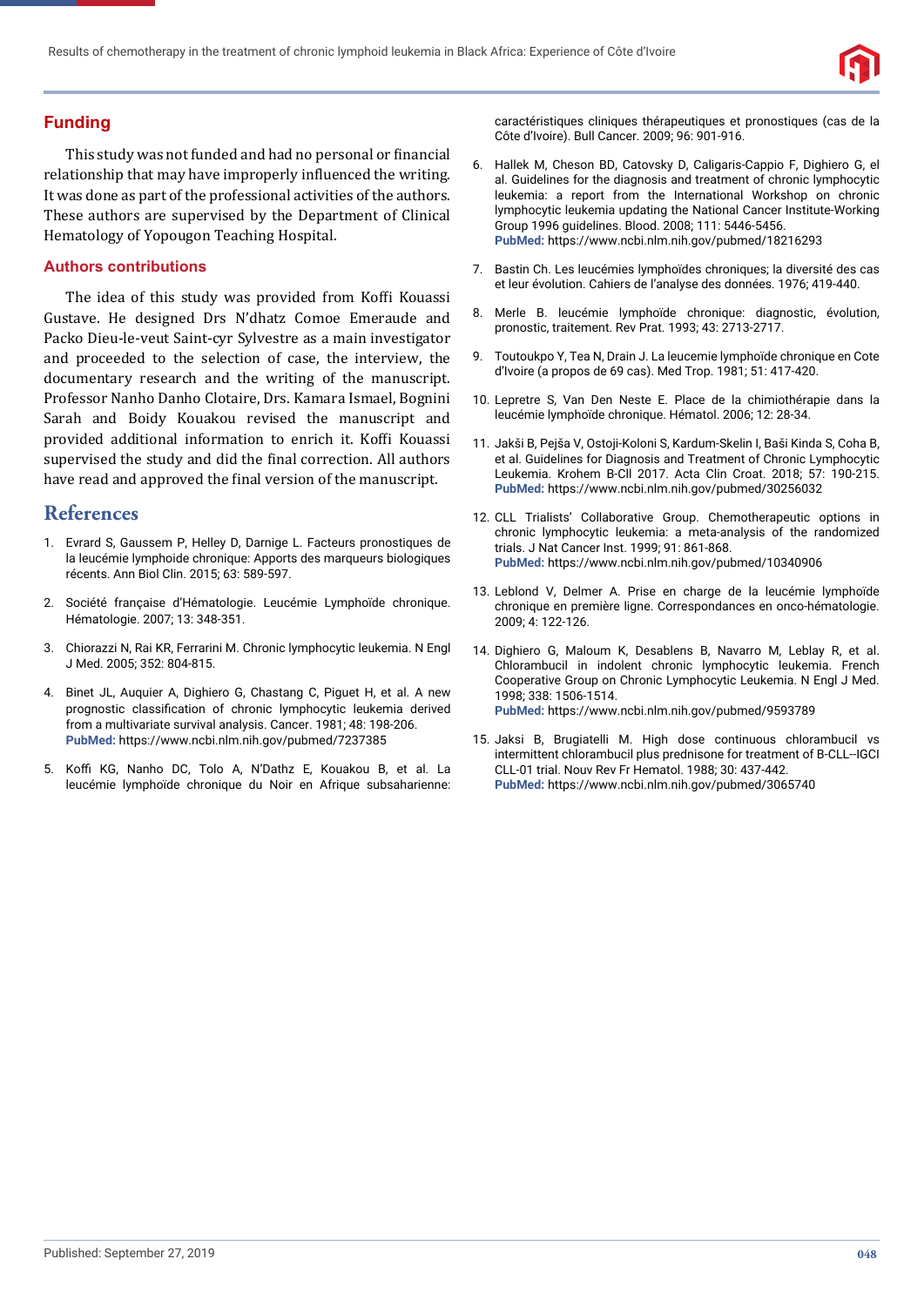## Funding

This study was not funded and had no personal or financial relationship that may have improperly influenced the writing. It was done as part of the professional activities of the authors. These authors are supervised by the Department of Clinical Hematology of Yopougon Teaching Hospital.

### Authors contributions

The idea of this study was provided from Koffi Kouassi Gustave. He designed Drs N'dhatz Comoe Emeraude and Packo Dieu-le-veut Saint-cyr Sylvestre as a main investigator and proceeded to the selection of case, the interview, the documentary research and the writing of the manuscript. Professor Nanho Danho Clotaire, Drs. Kamara Ismael, Bognini Sarah and Boidy Kouakou revised the manuscript and provided additional information to enrich it. Koffi Kouassi supervised the study and did the final correction. All authors have read and approved the final version of the manuscript.

## References

1. Evrard S, Gaussem P, Helley D, Darnige L. Facteurs pronostiques de la leucémie lymphoide chronique: Apports des marqueurs biologiques récents. Ann Biol Clin. 2015; 63: 589-597.
2. Société française d'Hématologie. Leucémie Lymphoïde chronique. Hématologie. 2007; 13: 348-351.
3. Chiorazzi N, Rai KR, Ferrarini M. Chronic lymphocytic leukemia. N Engl J Med. 2005; 352: 804-815.
4. Binet JL, Auquier A, Dighiero G, Chastang C, Piguet H, et al. A new prognostic classification of chronic lymphocytic leukemia derived from a multivariate survival analysis. Cancer. 1981; 48: 198-206. **PubMed:** https://www.ncbi.nlm.nih.gov/pubmed/7237385
5. Koffi KG, Nanho DC, Tolo A, N'Dathz E, Kouakou B, et al. La leucémie lymphoïde chronique du Noir en Afrique subsaharienne: caractéristiques cliniques thérapeutiques et pronostiques (cas de la Côte d'Ivoire). Bull Cancer. 2009; 96: 901-916.
6. Hallek M, Cheson BD, Catovsky D, Caligaris-Cappio F, Dighiero G, el al. Guidelines for the diagnosis and treatment of chronic lymphocytic leukemia: a report from the International Workshop on chronic lymphocytic leukemia updating the National Cancer Institute-Working Group 1996 guidelines. Blood. 2008; 111: 5446-5456. **PubMed:** https://www.ncbi.nlm.nih.gov/pubmed/18216293
7. Bastin Ch. Les leucémies lymphoïdes chroniques; la diversité des cas et leur évolution. Cahiers de l'analyse des données. 1976; 419-440.
8. Merle B. leucémie lymphoïde chronique: diagnostic, évolution, pronostic, traitement. Rev Prat. 1993; 43: 2713-2717.
9. Toutoukpo Y, Tea N, Drain J. La leucemie lymphoïde chronique en Cote d'Ivoire (a propos de 69 cas). Med Trop. 1981; 51: 417-420.
10. Lepretre S, Van Den Neste E. Place de la chimiothérapie dans la leucémie lymphoïde chronique. Hématol. 2006; 12: 28-34.
11. Jakši B, Pejša V, Ostoji-Koloni S, Kardum-Skelin I, Baši Kinda S, Coha B, et al. Guidelines for Diagnosis and Treatment of Chronic Lymphocytic Leukemia. Krohem B-Cll 2017. Acta Clin Croat. 2018; 57: 190-215. **PubMed:** https://www.ncbi.nlm.nih.gov/pubmed/30256032
12. CLL Trialists' Collaborative Group. Chemotherapeutic options in chronic lymphocytic leukemia: a meta-analysis of the randomized trials. J Nat Cancer Inst. 1999; 91: 861-868. **PubMed:** https://www.ncbi.nlm.nih.gov/pubmed/10340906
13. Leblond V, Delmer A. Prise en charge de la leucémie lymphoïde chronique en première ligne. Correspondances en onco-hématologie. 2009; 4: 122-126.
14. Dighiero G, Maloum K, Desablens B, Navarro M, Leblay R, et al. Chlorambucil in indolent chronic lymphocytic leukemia. French Cooperative Group on Chronic Lymphocytic Leukemia. N Engl J Med. 1998; 338: 1506-1514. **PubMed:** https://www.ncbi.nlm.nih.gov/pubmed/9593789
15. Jaksi B, Brugiatelli M. High dose continuous chlorambucil vs intermittent chlorambucil plus prednisone for treatment of B-CLL--IGCI CLL-01 trial. Nouv Rev Fr Hematol. 1988; 30: 437-442. **PubMed:** https://www.ncbi.nlm.nih.gov/pubmed/3065740